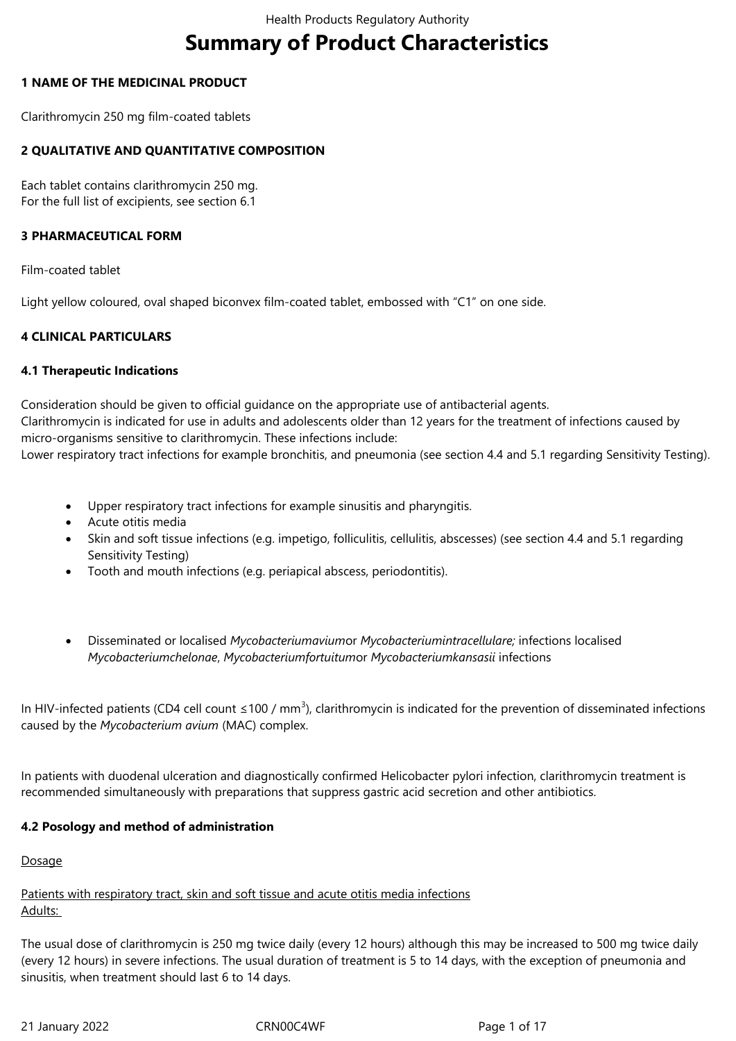# Summary of Product Characteristics

**1 NAME OF THE MEDICINAL PRODUCT**

Clarithromycin 250 mg film-coated tablets

**2 QUALITATIVE AND QUANTITATIVE COMPOSITION**

Each tablet contains clarithromycin 250 mg.
For the full list of excipients, see section 6.1

**3 PHARMACEUTICAL FORM**

Film-coated tablet

Light yellow coloured, oval shaped biconvex film-coated tablet, embossed with “C1” on one side.

**4 CLINICAL PARTICULARS**

**4.1 Therapeutic Indications**

Consideration should be given to official guidance on the appropriate use of antibacterial agents.
Clarithromycin is indicated for use in adults and adolescents older than 12 years for the treatment of infections caused by micro-organisms sensitive to clarithromycin. These infections include:
Lower respiratory tract infections for example bronchitis, and pneumonia (see section 4.4 and 5.1 regarding Sensitivity Testing).

- Upper respiratory tract infections for example sinusitis and pharyngitis.
- Acute otitis media
- Skin and soft tissue infections (e.g. impetigo, folliculitis, cellulitis, abscesses) (see section 4.4 and 5.1 regarding Sensitivity Testing)
- Tooth and mouth infections (e.g. periapical abscess, periodontitis).

- Disseminated or localised *Mycobacteriumavium*or *Mycobacteriumintracellulare;* infections localised *Mycobacteriumchelonae*, *Mycobacteriumfortuitum*or *Mycobacteriumkansasii* infections

In HIV-infected patients (CD4 cell count ≤100 / mm$^3$), clarithromycin is indicated for the prevention of disseminated infections caused by the *Mycobacterium avium* (MAC) complex.

In patients with duodenal ulceration and diagnostically confirmed Helicobacter pylori infection, clarithromycin treatment is recommended simultaneously with preparations that suppress gastric acid secretion and other antibiotics.

**4.2 Posology and method of administration**

Dosage

Patients with respiratory tract, skin and soft tissue and acute otitis media infections
Adults:

The usual dose of clarithromycin is 250 mg twice daily (every 12 hours) although this may be increased to 500 mg twice daily (every 12 hours) in severe infections. The usual duration of treatment is 5 to 14 days, with the exception of pneumonia and sinusitis, when treatment should last 6 to 14 days.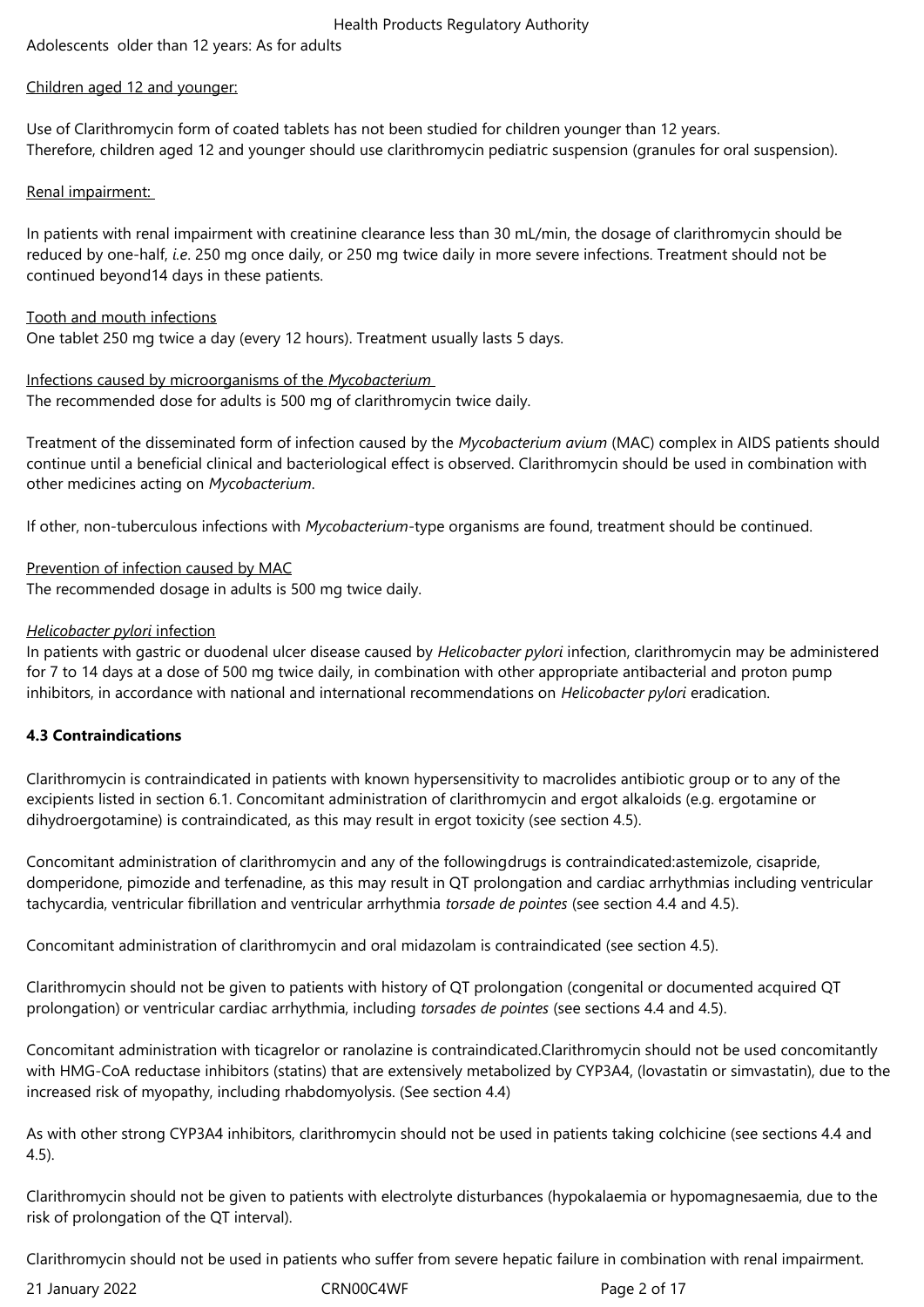Adolescents older than 12 years: As for adults

<u>Children aged 12 and younger:</u>

Use of Clarithromycin form of coated tablets has not been studied for children younger than 12 years.
Therefore, children aged 12 and younger should use clarithromycin pediatric suspension (granules for oral suspension).

<u>Renal impairment:</u>

In patients with renal impairment with creatinine clearance less than 30 mL/min, the dosage of clarithromycin should be reduced by one-half, *i.e*. 250 mg once daily, or 250 mg twice daily in more severe infections. Treatment should not be continued beyond14 days in these patients.

<u>Tooth and mouth infections</u>
One tablet 250 mg twice a day (every 12 hours). Treatment usually lasts 5 days.

<u>Infections caused by microorganisms of the *Mycobacterium*</u>
The recommended dose for adults is 500 mg of clarithromycin twice daily.

Treatment of the disseminated form of infection caused by the *Mycobacterium avium* (MAC) complex in AIDS patients should continue until a beneficial clinical and bacteriological effect is observed. Clarithromycin should be used in combination with other medicines acting on *Mycobacterium*.

If other, non-tuberculous infections with *Mycobacterium*-type organisms are found, treatment should be continued.

<u>Prevention of infection caused by MAC</u>
The recommended dosage in adults is 500 mg twice daily.

<u>*Helicobacter pylori* infection</u>
In patients with gastric or duodenal ulcer disease caused by *Helicobacter pylori* infection, clarithromycin may be administered for 7 to 14 days at a dose of 500 mg twice daily, in combination with other appropriate antibacterial and proton pump inhibitors, in accordance with national and international recommendations on *Helicobacter pylori* eradication.

**4.3 Contraindications**

Clarithromycin is contraindicated in patients with known hypersensitivity to macrolides antibiotic group or to any of the excipients listed in section 6.1. Concomitant administration of clarithromycin and ergot alkaloids (e.g. ergotamine or dihydroergotamine) is contraindicated, as this may result in ergot toxicity (see section 4.5).

Concomitant administration of clarithromycin and any of the followingdrugs is contraindicated:astemizole, cisapride, domperidone, pimozide and terfenadine, as this may result in QT prolongation and cardiac arrhythmias including ventricular tachycardia, ventricular fibrillation and ventricular arrhythmia *torsade de pointes* (see section 4.4 and 4.5).

Concomitant administration of clarithromycin and oral midazolam is contraindicated (see section 4.5).

Clarithromycin should not be given to patients with history of QT prolongation (congenital or documented acquired QT prolongation) or ventricular cardiac arrhythmia, including *torsades de pointes* (see sections 4.4 and 4.5).

Concomitant administration with ticagrelor or ranolazine is contraindicated.Clarithromycin should not be used concomitantly with HMG-CoA reductase inhibitors (statins) that are extensively metabolized by CYP3A4, (lovastatin or simvastatin), due to the increased risk of myopathy, including rhabdomyolysis. (See section 4.4)

As with other strong CYP3A4 inhibitors, clarithromycin should not be used in patients taking colchicine (see sections 4.4 and 4.5).

Clarithromycin should not be given to patients with electrolyte disturbances (hypokalaemia or hypomagnesaemia, due to the risk of prolongation of the QT interval).

Clarithromycin should not be used in patients who suffer from severe hepatic failure in combination with renal impairment.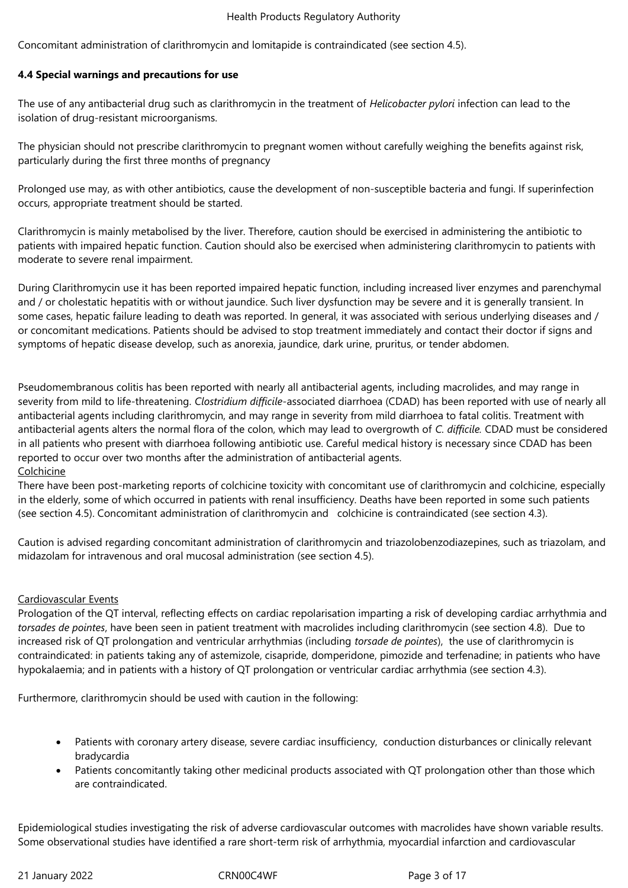Concomitant administration of clarithromycin and lomitapide is contraindicated (see section 4.5).

**4.4 Special warnings and precautions for use**

The use of any antibacterial drug such as clarithromycin in the treatment of *Helicobacter pylori* infection can lead to the isolation of drug-resistant microorganisms.

The physician should not prescribe clarithromycin to pregnant women without carefully weighing the benefits against risk, particularly during the first three months of pregnancy

Prolonged use may, as with other antibiotics, cause the development of non-susceptible bacteria and fungi. If superinfection occurs, appropriate treatment should be started.

Clarithromycin is mainly metabolised by the liver. Therefore, caution should be exercised in administering the antibiotic to patients with impaired hepatic function. Caution should also be exercised when administering clarithromycin to patients with moderate to severe renal impairment.

During Clarithromycin use it has been reported impaired hepatic function, including increased liver enzymes and parenchymal and / or cholestatic hepatitis with or without jaundice. Such liver dysfunction may be severe and it is generally transient. In some cases, hepatic failure leading to death was reported. In general, it was associated with serious underlying diseases and / or concomitant medications. Patients should be advised to stop treatment immediately and contact their doctor if signs and symptoms of hepatic disease develop, such as anorexia, jaundice, dark urine, pruritus, or tender abdomen.

Pseudomembranous colitis has been reported with nearly all antibacterial agents, including macrolides, and may range in severity from mild to life-threatening. *Clostridium difficile*-associated diarrhoea (CDAD) has been reported with use of nearly all antibacterial agents including clarithromycin, and may range in severity from mild diarrhoea to fatal colitis. Treatment with antibacterial agents alters the normal flora of the colon, which may lead to overgrowth of *C. difficile.* CDAD must be considered in all patients who present with diarrhoea following antibiotic use. Careful medical history is necessary since CDAD has been reported to occur over two months after the administration of antibacterial agents.

Colchicine

There have been post-marketing reports of colchicine toxicity with concomitant use of clarithromycin and colchicine, especially in the elderly, some of which occurred in patients with renal insufficiency. Deaths have been reported in some such patients (see section 4.5). Concomitant administration of clarithromycin and colchicine is contraindicated (see section 4.3).

Caution is advised regarding concomitant administration of clarithromycin and triazolobenzodiazepines, such as triazolam, and midazolam for intravenous and oral mucosal administration (see section 4.5).

Cardiovascular Events

Prologation of the QT interval, reflecting effects on cardiac repolarisation imparting a risk of developing cardiac arrhythmia and *torsades de pointes*, have been seen in patient treatment with macrolides including clarithromycin (see section 4.8). Due to increased risk of QT prolongation and ventricular arrhythmias (including *torsade de pointes*), the use of clarithromycin is contraindicated: in patients taking any of astemizole, cisapride, domperidone, pimozide and terfenadine; in patients who have hypokalaemia; and in patients with a history of QT prolongation or ventricular cardiac arrhythmia (see section 4.3).

Furthermore, clarithromycin should be used with caution in the following:

- Patients with coronary artery disease, severe cardiac insufficiency, conduction disturbances or clinically relevant bradycardia
- Patients concomitantly taking other medicinal products associated with QT prolongation other than those which are contraindicated.

Epidemiological studies investigating the risk of adverse cardiovascular outcomes with macrolides have shown variable results. Some observational studies have identified a rare short-term risk of arrhythmia, myocardial infarction and cardiovascular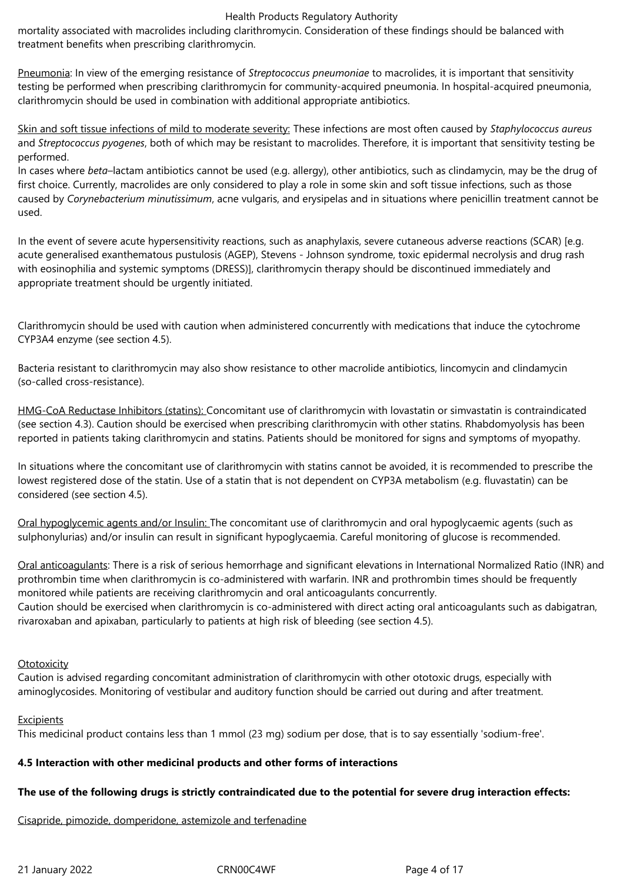mortality associated with macrolides including clarithromycin. Consideration of these findings should be balanced with treatment benefits when prescribing clarithromycin.

Pneumonia: In view of the emerging resistance of *Streptococcus pneumoniae* to macrolides, it is important that sensitivity testing be performed when prescribing clarithromycin for community-acquired pneumonia. In hospital-acquired pneumonia, clarithromycin should be used in combination with additional appropriate antibiotics.

Skin and soft tissue infections of mild to moderate severity: These infections are most often caused by *Staphylococcus aureus* and *Streptococcus pyogenes*, both of which may be resistant to macrolides. Therefore, it is important that sensitivity testing be performed.
In cases where *beta*–lactam antibiotics cannot be used (e.g. allergy), other antibiotics, such as clindamycin, may be the drug of first choice. Currently, macrolides are only considered to play a role in some skin and soft tissue infections, such as those caused by *Corynebacterium minutissimum*, acne vulgaris, and erysipelas and in situations where penicillin treatment cannot be used.

In the event of severe acute hypersensitivity reactions, such as anaphylaxis, severe cutaneous adverse reactions (SCAR) [e.g. acute generalised exanthematous pustulosis (AGEP), Stevens - Johnson syndrome, toxic epidermal necrolysis and drug rash with eosinophilia and systemic symptoms (DRESS)], clarithromycin therapy should be discontinued immediately and appropriate treatment should be urgently initiated.

Clarithromycin should be used with caution when administered concurrently with medications that induce the cytochrome CYP3A4 enzyme (see section 4.5).

Bacteria resistant to clarithromycin may also show resistance to other macrolide antibiotics, lincomycin and clindamycin (so-called cross-resistance).

HMG-CoA Reductase Inhibitors (statins): Concomitant use of clarithromycin with lovastatin or simvastatin is contraindicated (see section 4.3). Caution should be exercised when prescribing clarithromycin with other statins. Rhabdomyolysis has been reported in patients taking clarithromycin and statins. Patients should be monitored for signs and symptoms of myopathy.

In situations where the concomitant use of clarithromycin with statins cannot be avoided, it is recommended to prescribe the lowest registered dose of the statin. Use of a statin that is not dependent on CYP3A metabolism (e.g. fluvastatin) can be considered (see section 4.5).

Oral hypoglycemic agents and/or Insulin: The concomitant use of clarithromycin and oral hypoglycaemic agents (such as sulphonylurias) and/or insulin can result in significant hypoglycaemia. Careful monitoring of glucose is recommended.

Oral anticoagulants: There is a risk of serious hemorrhage and significant elevations in International Normalized Ratio (INR) and prothrombin time when clarithromycin is co-administered with warfarin. INR and prothrombin times should be frequently monitored while patients are receiving clarithromycin and oral anticoagulants concurrently.
Caution should be exercised when clarithromycin is co-administered with direct acting oral anticoagulants such as dabigatran, rivaroxaban and apixaban, particularly to patients at high risk of bleeding (see section 4.5).

Ototoxicity
Caution is advised regarding concomitant administration of clarithromycin with other ototoxic drugs, especially with aminoglycosides. Monitoring of vestibular and auditory function should be carried out during and after treatment.

Excipients
This medicinal product contains less than 1 mmol (23 mg) sodium per dose, that is to say essentially 'sodium-free'.

**4.5 Interaction with other medicinal products and other forms of interactions**

**The use of the following drugs is strictly contraindicated due to the potential for severe drug interaction effects:**

Cisapride, pimozide, domperidone, astemizole and terfenadine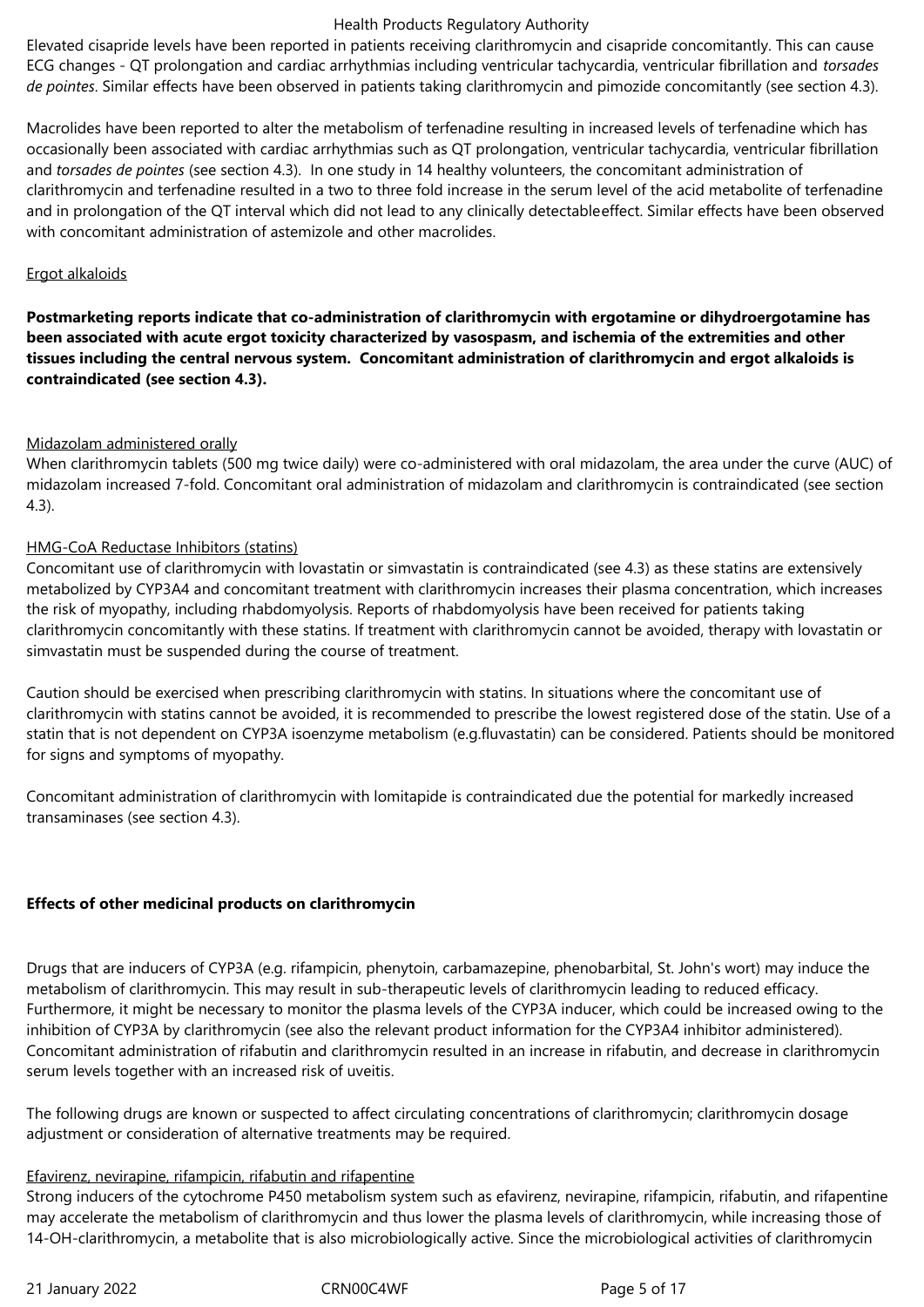Elevated cisapride levels have been reported in patients receiving clarithromycin and cisapride concomitantly. This can cause ECG changes - QT prolongation and cardiac arrhythmias including ventricular tachycardia, ventricular fibrillation and *torsades de pointes*. Similar effects have been observed in patients taking clarithromycin and pimozide concomitantly (see section 4.3).

Macrolides have been reported to alter the metabolism of terfenadine resulting in increased levels of terfenadine which has occasionally been associated with cardiac arrhythmias such as QT prolongation, ventricular tachycardia, ventricular fibrillation and *torsades de pointes* (see section 4.3). In one study in 14 healthy volunteers, the concomitant administration of clarithromycin and terfenadine resulted in a two to three fold increase in the serum level of the acid metabolite of terfenadine and in prolongation of the QT interval which did not lead to any clinically detectableeffect. Similar effects have been observed with concomitant administration of astemizole and other macrolides.

Ergot alkaloids

**Postmarketing reports indicate that co-administration of clarithromycin with ergotamine or dihydroergotamine has been associated with acute ergot toxicity characterized by vasospasm, and ischemia of the extremities and other tissues including the central nervous system. Concomitant administration of clarithromycin and ergot alkaloids is contraindicated (see section 4.3).**

Midazolam administered orally
When clarithromycin tablets (500 mg twice daily) were co-administered with oral midazolam, the area under the curve (AUC) of midazolam increased 7-fold. Concomitant oral administration of midazolam and clarithromycin is contraindicated (see section 4.3).

HMG-CoA Reductase Inhibitors (statins)
Concomitant use of clarithromycin with lovastatin or simvastatin is contraindicated (see 4.3) as these statins are extensively metabolized by CYP3A4 and concomitant treatment with clarithromycin increases their plasma concentration, which increases the risk of myopathy, including rhabdomyolysis. Reports of rhabdomyolysis have been received for patients taking clarithromycin concomitantly with these statins. If treatment with clarithromycin cannot be avoided, therapy with lovastatin or simvastatin must be suspended during the course of treatment.

Caution should be exercised when prescribing clarithromycin with statins. In situations where the concomitant use of clarithromycin with statins cannot be avoided, it is recommended to prescribe the lowest registered dose of the statin. Use of a statin that is not dependent on CYP3A isoenzyme metabolism (e.g.fluvastatin) can be considered. Patients should be monitored for signs and symptoms of myopathy.

Concomitant administration of clarithromycin with lomitapide is contraindicated due the potential for markedly increased transaminases (see section 4.3).

**Effects of other medicinal products on clarithromycin**

Drugs that are inducers of CYP3A (e.g. rifampicin, phenytoin, carbamazepine, phenobarbital, St. John's wort) may induce the metabolism of clarithromycin. This may result in sub-therapeutic levels of clarithromycin leading to reduced efficacy. Furthermore, it might be necessary to monitor the plasma levels of the CYP3A inducer, which could be increased owing to the inhibition of CYP3A by clarithromycin (see also the relevant product information for the CYP3A4 inhibitor administered). Concomitant administration of rifabutin and clarithromycin resulted in an increase in rifabutin, and decrease in clarithromycin serum levels together with an increased risk of uveitis.

The following drugs are known or suspected to affect circulating concentrations of clarithromycin; clarithromycin dosage adjustment or consideration of alternative treatments may be required.

Efavirenz, nevirapine, rifampicin, rifabutin and rifapentine
Strong inducers of the cytochrome P450 metabolism system such as efavirenz, nevirapine, rifampicin, rifabutin, and rifapentine may accelerate the metabolism of clarithromycin and thus lower the plasma levels of clarithromycin, while increasing those of 14-OH-clarithromycin, a metabolite that is also microbiologically active. Since the microbiological activities of clarithromycin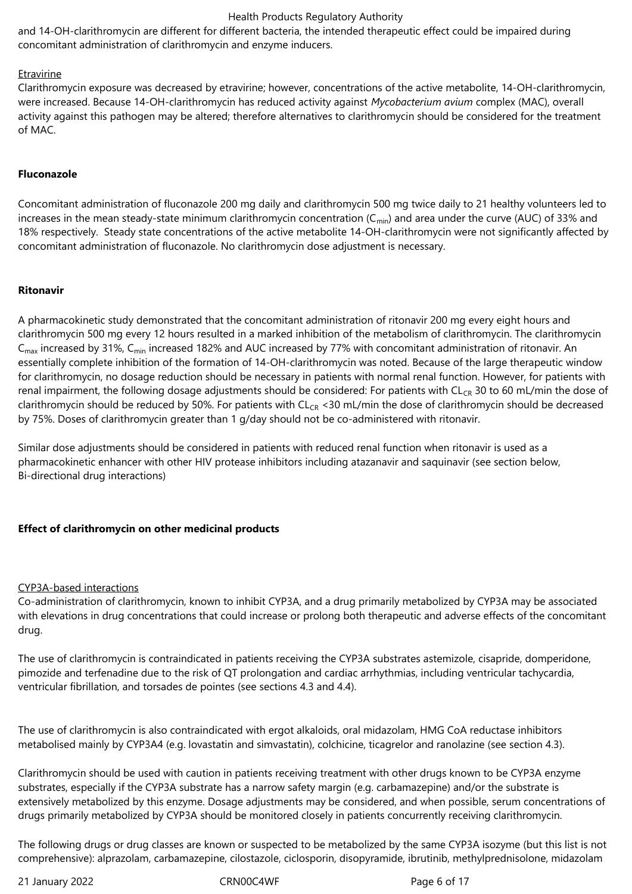and 14-OH-clarithromycin are different for different bacteria, the intended therapeutic effect could be impaired during concomitant administration of clarithromycin and enzyme inducers.

Etravirine

Clarithromycin exposure was decreased by etravirine; however, concentrations of the active metabolite, 14-OH-clarithromycin, were increased. Because 14-OH-clarithromycin has reduced activity against *Mycobacterium avium* complex (MAC), overall activity against this pathogen may be altered; therefore alternatives to clarithromycin should be considered for the treatment of MAC.

**Fluconazole**

Concomitant administration of fluconazole 200 mg daily and clarithromycin 500 mg twice daily to 21 healthy volunteers led to increases in the mean steady-state minimum clarithromycin concentration ($C_{min}$) and area under the curve (AUC) of 33% and 18% respectively. Steady state concentrations of the active metabolite 14-OH-clarithromycin were not significantly affected by concomitant administration of fluconazole. No clarithromycin dose adjustment is necessary.

**Ritonavir**

A pharmacokinetic study demonstrated that the concomitant administration of ritonavir 200 mg every eight hours and clarithromycin 500 mg every 12 hours resulted in a marked inhibition of the metabolism of clarithromycin. The clarithromycin $C_{max}$ increased by 31%, $C_{min}$ increased 182% and AUC increased by 77% with concomitant administration of ritonavir. An essentially complete inhibition of the formation of 14-OH-clarithromycin was noted. Because of the large therapeutic window for clarithromycin, no dosage reduction should be necessary in patients with normal renal function. However, for patients with renal impairment, the following dosage adjustments should be considered: For patients with $CL_{CR}$ 30 to 60 mL/min the dose of clarithromycin should be reduced by 50%. For patients with $CL_{CR}$ <30 mL/min the dose of clarithromycin should be decreased by 75%. Doses of clarithromycin greater than 1 g/day should not be co-administered with ritonavir.

Similar dose adjustments should be considered in patients with reduced renal function when ritonavir is used as a pharmacokinetic enhancer with other HIV protease inhibitors including atazanavir and saquinavir (see section below, Bi-directional drug interactions)

**Effect of clarithromycin on other medicinal products**

CYP3A-based interactions

Co-administration of clarithromycin, known to inhibit CYP3A, and a drug primarily metabolized by CYP3A may be associated with elevations in drug concentrations that could increase or prolong both therapeutic and adverse effects of the concomitant drug.

The use of clarithromycin is contraindicated in patients receiving the CYP3A substrates astemizole, cisapride, domperidone, pimozide and terfenadine due to the risk of QT prolongation and cardiac arrhythmias, including ventricular tachycardia, ventricular fibrillation, and torsades de pointes (see sections 4.3 and 4.4).

The use of clarithromycin is also contraindicated with ergot alkaloids, oral midazolam, HMG CoA reductase inhibitors metabolised mainly by CYP3A4 (e.g. lovastatin and simvastatin), colchicine, ticagrelor and ranolazine (see section 4.3).

Clarithromycin should be used with caution in patients receiving treatment with other drugs known to be CYP3A enzyme substrates, especially if the CYP3A substrate has a narrow safety margin (e.g. carbamazepine) and/or the substrate is extensively metabolized by this enzyme. Dosage adjustments may be considered, and when possible, serum concentrations of drugs primarily metabolized by CYP3A should be monitored closely in patients concurrently receiving clarithromycin.

The following drugs or drug classes are known or suspected to be metabolized by the same CYP3A isozyme (but this list is not comprehensive): alprazolam, carbamazepine, cilostazole, ciclosporin, disopyramide, ibrutinib, methylprednisolone, midazolam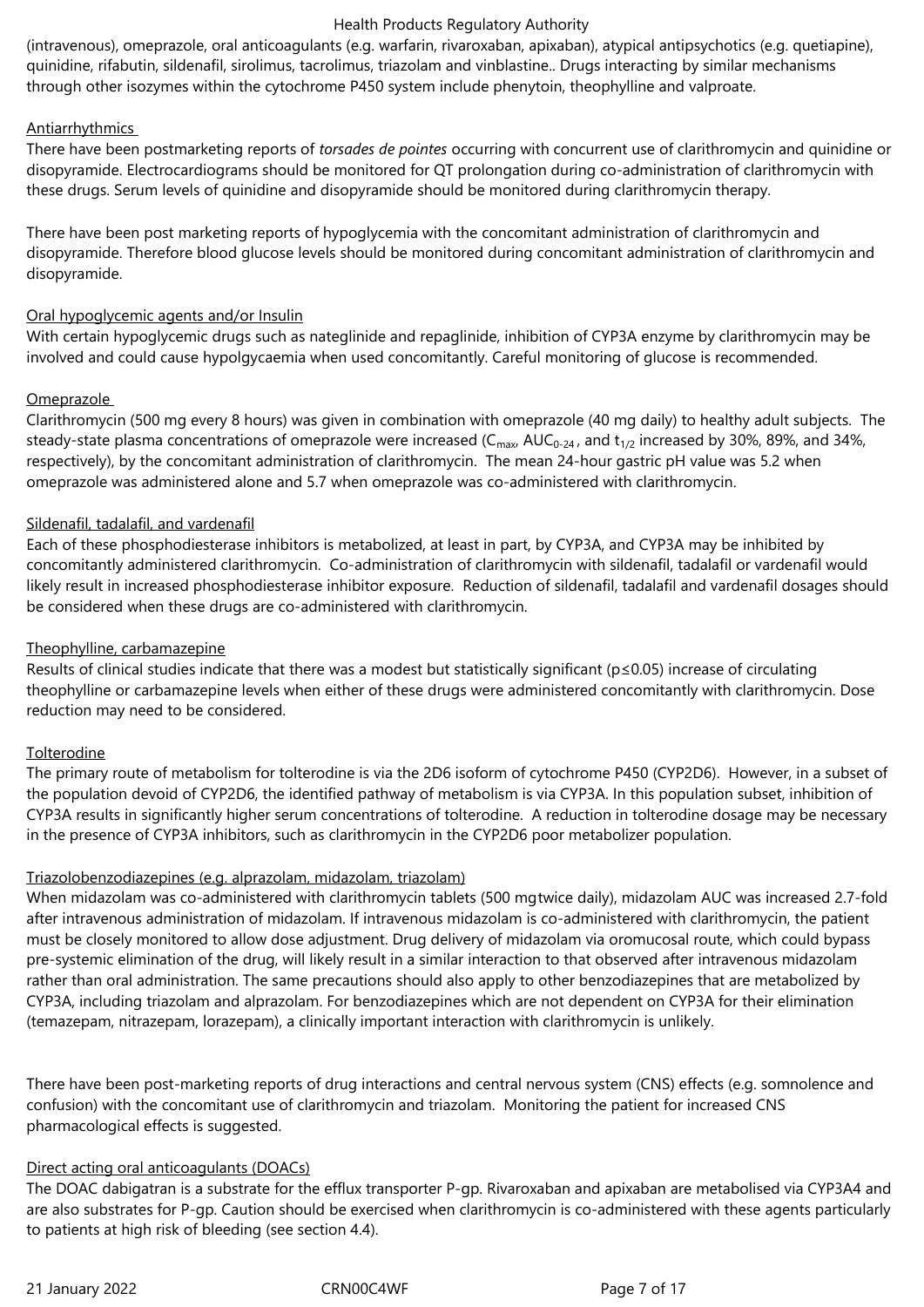(intravenous), omeprazole, oral anticoagulants (e.g. warfarin, rivaroxaban, apixaban), atypical antipsychotics (e.g. quetiapine), quinidine, rifabutin, sildenafil, sirolimus, tacrolimus, triazolam and vinblastine.. Drugs interacting by similar mechanisms through other isozymes within the cytochrome P450 system include phenytoin, theophylline and valproate.

Antiarrhythmics

There have been postmarketing reports of *torsades de pointes* occurring with concurrent use of clarithromycin and quinidine or disopyramide. Electrocardiograms should be monitored for QT prolongation during co-administration of clarithromycin with these drugs. Serum levels of quinidine and disopyramide should be monitored during clarithromycin therapy.

There have been post marketing reports of hypoglycemia with the concomitant administration of clarithromycin and disopyramide. Therefore blood glucose levels should be monitored during concomitant administration of clarithromycin and disopyramide.

Oral hypoglycemic agents and/or Insulin

With certain hypoglycemic drugs such as nateglinide and repaglinide, inhibition of CYP3A enzyme by clarithromycin may be involved and could cause hypolgycaemia when used concomitantly. Careful monitoring of glucose is recommended.

Omeprazole

Clarithromycin (500 mg every 8 hours) was given in combination with omeprazole (40 mg daily) to healthy adult subjects. The steady-state plasma concentrations of omeprazole were increased ($C_{max}$, $AUC_{0-24}$, and $t_{1/2}$ increased by 30%, 89%, and 34%, respectively), by the concomitant administration of clarithromycin. The mean 24-hour gastric pH value was 5.2 when omeprazole was administered alone and 5.7 when omeprazole was co-administered with clarithromycin.

Sildenafil, tadalafil, and vardenafil

Each of these phosphodiesterase inhibitors is metabolized, at least in part, by CYP3A, and CYP3A may be inhibited by concomitantly administered clarithromycin. Co-administration of clarithromycin with sildenafil, tadalafil or vardenafil would likely result in increased phosphodiesterase inhibitor exposure. Reduction of sildenafil, tadalafil and vardenafil dosages should be considered when these drugs are co-administered with clarithromycin.

Theophylline, carbamazepine

Results of clinical studies indicate that there was a modest but statistically significant ($p \leq 0.05$) increase of circulating theophylline or carbamazepine levels when either of these drugs were administered concomitantly with clarithromycin. Dose reduction may need to be considered.

Tolterodine

The primary route of metabolism for tolterodine is via the 2D6 isoform of cytochrome P450 (CYP2D6). However, in a subset of the population devoid of CYP2D6, the identified pathway of metabolism is via CYP3A. In this population subset, inhibition of CYP3A results in significantly higher serum concentrations of tolterodine. A reduction in tolterodine dosage may be necessary in the presence of CYP3A inhibitors, such as clarithromycin in the CYP2D6 poor metabolizer population.

Triazolobenzodiazepines (e.g. alprazolam, midazolam, triazolam)

When midazolam was co-administered with clarithromycin tablets (500 mgtwice daily), midazolam AUC was increased 2.7-fold after intravenous administration of midazolam. If intravenous midazolam is co-administered with clarithromycin, the patient must be closely monitored to allow dose adjustment. Drug delivery of midazolam via oromucosal route, which could bypass pre-systemic elimination of the drug, will likely result in a similar interaction to that observed after intravenous midazolam rather than oral administration. The same precautions should also apply to other benzodiazepines that are metabolized by CYP3A, including triazolam and alprazolam. For benzodiazepines which are not dependent on CYP3A for their elimination (temazepam, nitrazepam, lorazepam), a clinically important interaction with clarithromycin is unlikely.

There have been post-marketing reports of drug interactions and central nervous system (CNS) effects (e.g. somnolence and confusion) with the concomitant use of clarithromycin and triazolam. Monitoring the patient for increased CNS pharmacological effects is suggested.

Direct acting oral anticoagulants (DOACs)

The DOAC dabigatran is a substrate for the efflux transporter P-gp. Rivaroxaban and apixaban are metabolised via CYP3A4 and are also substrates for P-gp. Caution should be exercised when clarithromycin is co-administered with these agents particularly to patients at high risk of bleeding (see section 4.4).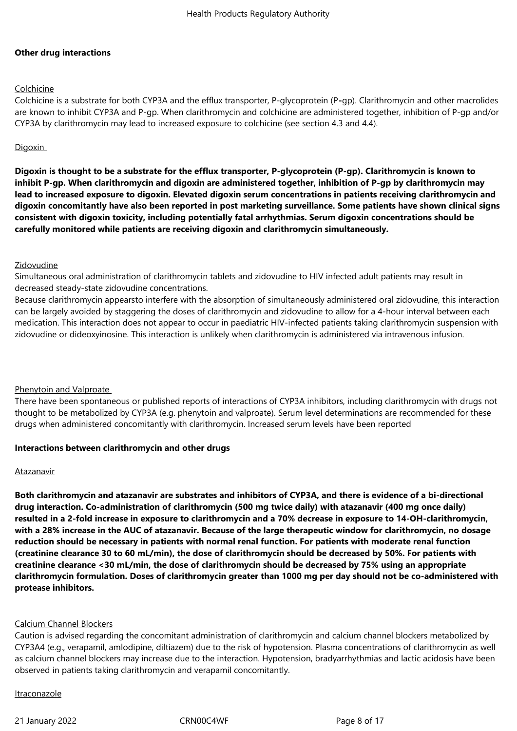**Other drug interactions**

Colchicine

Colchicine is a substrate for both CYP3A and the efflux transporter, P-glycoprotein (P-gp). Clarithromycin and other macrolides are known to inhibit CYP3A and P-gp. When clarithromycin and colchicine are administered together, inhibition of P-gp and/or CYP3A by clarithromycin may lead to increased exposure to colchicine (see section 4.3 and 4.4).

Digoxin

**Digoxin is thought to be a substrate for the efflux transporter, P-glycoprotein (P-gp). Clarithromycin is known to inhibit P-gp. When clarithromycin and digoxin are administered together, inhibition of P-gp by clarithromycin may lead to increased exposure to digoxin. Elevated digoxin serum concentrations in patients receiving clarithromycin and digoxin concomitantly have also been reported in post marketing surveillance. Some patients have shown clinical signs consistent with digoxin toxicity, including potentially fatal arrhythmias. Serum digoxin concentrations should be carefully monitored while patients are receiving digoxin and clarithromycin simultaneously.**

Zidovudine

Simultaneous oral administration of clarithromycin tablets and zidovudine to HIV infected adult patients may result in decreased steady-state zidovudine concentrations.

Because clarithromycin appearsto interfere with the absorption of simultaneously administered oral zidovudine, this interaction can be largely avoided by staggering the doses of clarithromycin and zidovudine to allow for a 4-hour interval between each medication. This interaction does not appear to occur in paediatric HIV-infected patients taking clarithromycin suspension with zidovudine or dideoxyinosine. This interaction is unlikely when clarithromycin is administered via intravenous infusion.

Phenytoin and Valproate

There have been spontaneous or published reports of interactions of CYP3A inhibitors, including clarithromycin with drugs not thought to be metabolized by CYP3A (e.g. phenytoin and valproate). Serum level determinations are recommended for these drugs when administered concomitantly with clarithromycin. Increased serum levels have been reported

**Interactions between clarithromycin and other drugs**

Atazanavir

**Both clarithromycin and atazanavir are substrates and inhibitors of CYP3A, and there is evidence of a bi-directional drug interaction. Co-administration of clarithromycin (500 mg twice daily) with atazanavir (400 mg once daily) resulted in a 2-fold increase in exposure to clarithromycin and a 70% decrease in exposure to 14-OH-clarithromycin, with a 28% increase in the AUC of atazanavir. Because of the large therapeutic window for clarithromycin, no dosage reduction should be necessary in patients with normal renal function. For patients with moderate renal function (creatinine clearance 30 to 60 mL/min), the dose of clarithromycin should be decreased by 50%. For patients with creatinine clearance <30 mL/min, the dose of clarithromycin should be decreased by 75% using an appropriate clarithromycin formulation. Doses of clarithromycin greater than 1000 mg per day should not be co-administered with protease inhibitors.**

Calcium Channel Blockers

Caution is advised regarding the concomitant administration of clarithromycin and calcium channel blockers metabolized by CYP3A4 (e.g., verapamil, amlodipine, diltiazem) due to the risk of hypotension. Plasma concentrations of clarithromycin as well as calcium channel blockers may increase due to the interaction. Hypotension, bradyarrhythmias and lactic acidosis have been observed in patients taking clarithromycin and verapamil concomitantly.

Itraconazole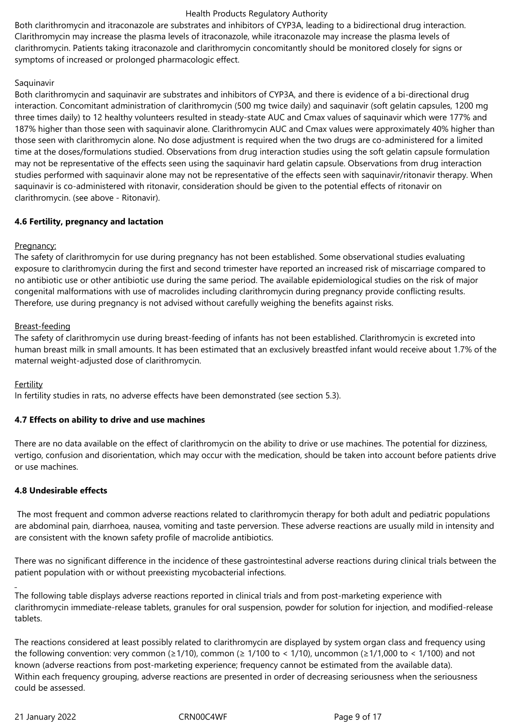Both clarithromycin and itraconazole are substrates and inhibitors of CYP3A, leading to a bidirectional drug interaction. Clarithromycin may increase the plasma levels of itraconazole, while itraconazole may increase the plasma levels of clarithromycin. Patients taking itraconazole and clarithromycin concomitantly should be monitored closely for signs or symptoms of increased or prolonged pharmacologic effect.

Saquinavir

Both clarithromycin and saquinavir are substrates and inhibitors of CYP3A, and there is evidence of a bi-directional drug interaction. Concomitant administration of clarithromycin (500 mg twice daily) and saquinavir (soft gelatin capsules, 1200 mg three times daily) to 12 healthy volunteers resulted in steady-state AUC and Cmax values of saquinavir which were 177% and 187% higher than those seen with saquinavir alone. Clarithromycin AUC and Cmax values were approximately 40% higher than those seen with clarithromycin alone. No dose adjustment is required when the two drugs are co-administered for a limited time at the doses/formulations studied. Observations from drug interaction studies using the soft gelatin capsule formulation may not be representative of the effects seen using the saquinavir hard gelatin capsule. Observations from drug interaction studies performed with saquinavir alone may not be representative of the effects seen with saquinavir/ritonavir therapy. When saquinavir is co-administered with ritonavir, consideration should be given to the potential effects of ritonavir on clarithromycin. (see above - Ritonavir).

**4.6 Fertility, pregnancy and lactation**

Pregnancy:

The safety of clarithromycin for use during pregnancy has not been established. Some observational studies evaluating exposure to clarithromycin during the first and second trimester have reported an increased risk of miscarriage compared to no antibiotic use or other antibiotic use during the same period. The available epidemiological studies on the risk of major congenital malformations with use of macrolides including clarithromycin during pregnancy provide conflicting results. Therefore, use during pregnancy is not advised without carefully weighing the benefits against risks.

Breast-feeding

The safety of clarithromycin use during breast-feeding of infants has not been established. Clarithromycin is excreted into human breast milk in small amounts. It has been estimated that an exclusively breastfed infant would receive about 1.7% of the maternal weight-adjusted dose of clarithromycin.

Fertility

In fertility studies in rats, no adverse effects have been demonstrated (see section 5.3).

**4.7 Effects on ability to drive and use machines**

There are no data available on the effect of clarithromycin on the ability to drive or use machines. The potential for dizziness, vertigo, confusion and disorientation, which may occur with the medication, should be taken into account before patients drive or use machines.

**4.8 Undesirable effects**

The most frequent and common adverse reactions related to clarithromycin therapy for both adult and pediatric populations are abdominal pain, diarrhoea, nausea, vomiting and taste perversion. These adverse reactions are usually mild in intensity and are consistent with the known safety profile of macrolide antibiotics.

There was no significant difference in the incidence of these gastrointestinal adverse reactions during clinical trials between the patient population with or without preexisting mycobacterial infections.

The following table displays adverse reactions reported in clinical trials and from post-marketing experience with clarithromycin immediate-release tablets, granules for oral suspension, powder for solution for injection, and modified-release tablets.

The reactions considered at least possibly related to clarithromycin are displayed by system organ class and frequency using the following convention: very common (≥1/10), common (≥ 1/100 to < 1/10), uncommon (≥1/1,000 to < 1/100) and not known (adverse reactions from post-marketing experience; frequency cannot be estimated from the available data).
Within each frequency grouping, adverse reactions are presented in order of decreasing seriousness when the seriousness could be assessed.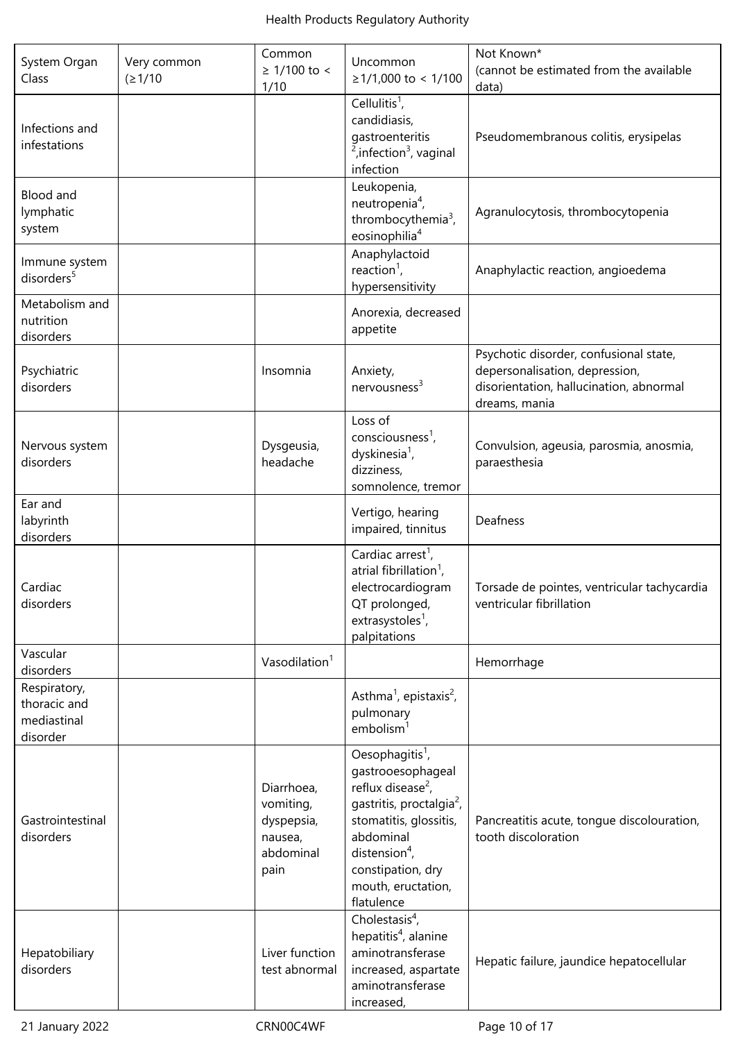| System Organ Class | Very common (≥1/10 | Common ≥ 1/100 to < 1/10 | Uncommon ≥1/1,000 to < 1/100 | Not Known* (cannot be estimated from the available data) |
|---|---|---|---|---|
| Infections and infestations | | | Cellulitis[1], candidiasis, gastroenteritis [2],infection[3], vaginal infection | Pseudomembranous colitis, erysipelas |
| Blood and lymphatic system | | | Leukopenia, neutropenia[4], thrombocythemia[3], eosinophilia[4] | Agranulocytosis, thrombocytopenia |
| Immune system disorders[5] | | | Anaphylactoid reaction[1], hypersensitivity | Anaphylactic reaction, angioedema |
| Metabolism and nutrition disorders | | | Anorexia, decreased appetite | |
| Psychiatric disorders | | Insomnia | Anxiety, nervousness[3] | Psychotic disorder, confusional state, depersonalisation, depression, disorientation, hallucination, abnormal dreams, mania |
| Nervous system disorders | | Dysgeusia, headache | Loss of consciousness[1], dyskinesia[1], dizziness, somnolence, tremor | Convulsion, ageusia, parosmia, anosmia, paraesthesia |
| Ear and labyrinth disorders | | | Vertigo, hearing impaired, tinnitus | Deafness |
| Cardiac disorders | | | Cardiac arrest[1], atrial fibrillation[1], electrocardiogram QT prolonged, extrasystoles[1], palpitations | Torsade de pointes, ventricular tachycardia ventricular fibrillation |
| Vascular disorders | | Vasodilation[1] | | Hemorrhage |
| Respiratory, thoracic and mediastinal disorder | | | Asthma[1], epistaxis[2], pulmonary embolism[1] | |
| Gastrointestinal disorders | | Diarrhoea, vomiting, dyspepsia, nausea, abdominal pain | Oesophagitis[1], gastrooesophageal reflux disease[2], gastritis, proctalgia[2], stomatitis, glossitis, abdominal distension[4], constipation, dry mouth, eructation, flatulence | Pancreatitis acute, tongue discolouration, tooth discoloration |
| Hepatobiliary disorders | | Liver function test abnormal | Cholestasis[4], hepatitis[4], alanine aminotransferase increased, aspartate aminotransferase increased, | Hepatic failure, jaundice hepatocellular |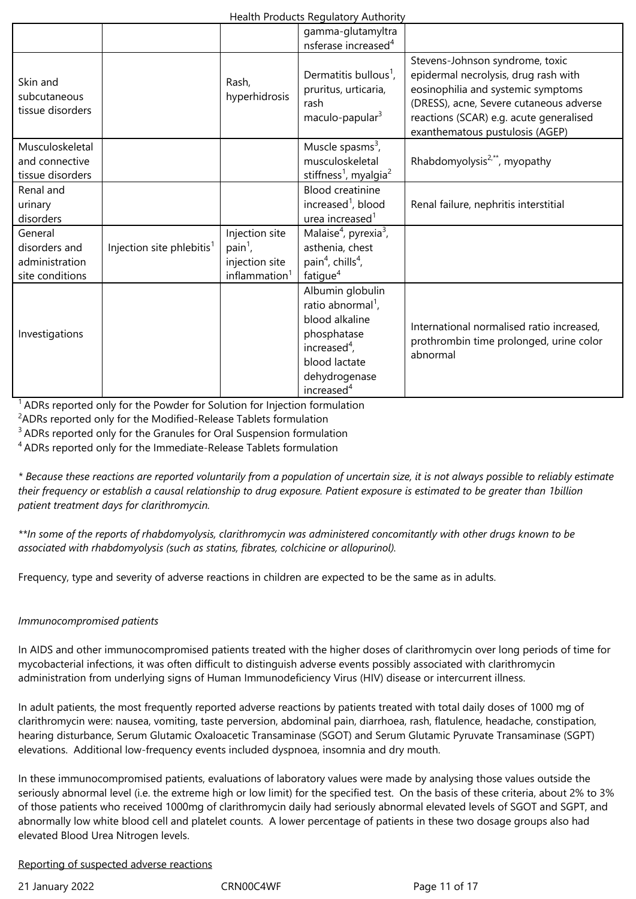| | | | | |
|---|---|---|---|---|
| | | | gamma-glutamyltransferase increased[4] | |
| Skin and subcutaneous tissue disorders | | Rash, hyperhidrosis | Dermatitis bullous[1], pruritus, urticaria, rash maculo-papular[3] | Stevens-Johnson syndrome, toxic epidermal necrolysis, drug rash with eosinophilia and systemic symptoms (DRESS), acne, Severe cutaneous adverse reactions (SCAR) e.g. acute generalised exanthematous pustulosis (AGEP) |
| Musculoskeletal and connective tissue disorders | | | Muscle spasms[3], musculoskeletal stiffness[1], myalgia[2] | Rhabdomyolysis[2,**], myopathy |
| Renal and urinary disorders | | | Blood creatinine increased[1], blood urea increased[1] | Renal failure, nephritis interstitial |
| General disorders and administration site conditions | Injection site phlebitis[1] | Injection site pain[1], injection site inflammation[1] | Malaise[4], pyrexia[3], asthenia, chest pain[4], chills[4], fatigue[4] | |
| Investigations | | | Albumin globulin ratio abnormal[1], blood alkaline phosphatase increased[4], blood lactate dehydrogenase increased[4] | International normalised ratio increased, prothrombin time prolonged, urine color abnormal |

[1] ADRs reported only for the Powder for Solution for Injection formulation
[2] ADRs reported only for the Modified-Release Tablets formulation
[3] ADRs reported only for the Granules for Oral Suspension formulation
[4] ADRs reported only for the Immediate-Release Tablets formulation

*\* Because these reactions are reported voluntarily from a population of uncertain size, it is not always possible to reliably estimate their frequency or establish a causal relationship to drug exposure. Patient exposure is estimated to be greater than 1billion patient treatment days for clarithromycin.*

*\*\*In some of the reports of rhabdomyolysis, clarithromycin was administered concomitantly with other drugs known to be associated with rhabdomyolysis (such as statins, fibrates, colchicine or allopurinol).*

Frequency, type and severity of adverse reactions in children are expected to be the same as in adults.

*Immunocompromised patients*

In AIDS and other immunocompromised patients treated with the higher doses of clarithromycin over long periods of time for mycobacterial infections, it was often difficult to distinguish adverse events possibly associated with clarithromycin administration from underlying signs of Human Immunodeficiency Virus (HIV) disease or intercurrent illness.

In adult patients, the most frequently reported adverse reactions by patients treated with total daily doses of 1000 mg of clarithromycin were: nausea, vomiting, taste perversion, abdominal pain, diarrhoea, rash, flatulence, headache, constipation, hearing disturbance, Serum Glutamic Oxaloacetic Transaminase (SGOT) and Serum Glutamic Pyruvate Transaminase (SGPT) elevations. Additional low-frequency events included dyspnoea, insomnia and dry mouth.

In these immunocompromised patients, evaluations of laboratory values were made by analysing those values outside the seriously abnormal level (i.e. the extreme high or low limit) for the specified test. On the basis of these criteria, about 2% to 3% of those patients who received 1000mg of clarithromycin daily had seriously abnormal elevated levels of SGOT and SGPT, and abnormally low white blood cell and platelet counts. A lower percentage of patients in these two dosage groups also had elevated Blood Urea Nitrogen levels.

<u>Reporting of suspected adverse reactions</u>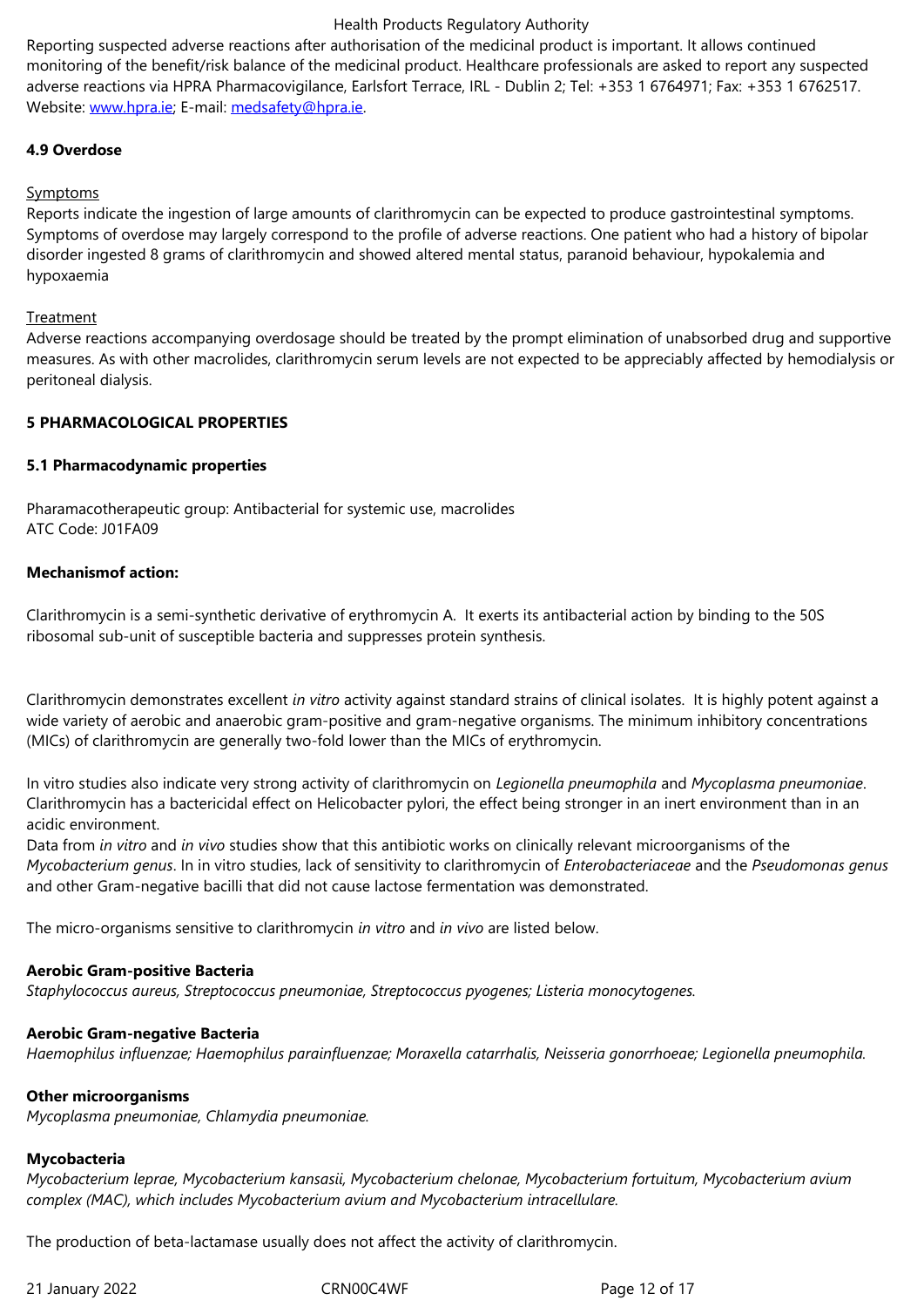Reporting suspected adverse reactions after authorisation of the medicinal product is important. It allows continued monitoring of the benefit/risk balance of the medicinal product. Healthcare professionals are asked to report any suspected adverse reactions via HPRA Pharmacovigilance, Earlsfort Terrace, IRL - Dublin 2; Tel: +353 1 6764971; Fax: +353 1 6762517. Website: www.hpra.ie; E-mail: medsafety@hpra.ie.

**4.9 Overdose**

Symptoms

Reports indicate the ingestion of large amounts of clarithromycin can be expected to produce gastrointestinal symptoms. Symptoms of overdose may largely correspond to the profile of adverse reactions. One patient who had a history of bipolar disorder ingested 8 grams of clarithromycin and showed altered mental status, paranoid behaviour, hypokalemia and hypoxaemia

Treatment

Adverse reactions accompanying overdosage should be treated by the prompt elimination of unabsorbed drug and supportive measures. As with other macrolides, clarithromycin serum levels are not expected to be appreciably affected by hemodialysis or peritoneal dialysis.

**5 PHARMACOLOGICAL PROPERTIES**

**5.1 Pharmacodynamic properties**

Pharamacotherapeutic group: Antibacterial for systemic use, macrolides
ATC Code: J01FA09

**Mechanismof action:**

Clarithromycin is a semi-synthetic derivative of erythromycin A. It exerts its antibacterial action by binding to the 50S ribosomal sub-unit of susceptible bacteria and suppresses protein synthesis.

Clarithromycin demonstrates excellent *in vitro* activity against standard strains of clinical isolates. It is highly potent against a wide variety of aerobic and anaerobic gram-positive and gram-negative organisms. The minimum inhibitory concentrations (MICs) of clarithromycin are generally two-fold lower than the MICs of erythromycin.

In vitro studies also indicate very strong activity of clarithromycin on *Legionella pneumophila* and *Mycoplasma pneumoniae*. Clarithromycin has a bactericidal effect on Helicobacter pylori, the effect being stronger in an inert environment than in an acidic environment.
Data from *in vitro* and *in vivo* studies show that this antibiotic works on clinically relevant microorganisms of the *Mycobacterium genus*. In in vitro studies, lack of sensitivity to clarithromycin of *Enterobacteriaceae* and the *Pseudomonas genus* and other Gram-negative bacilli that did not cause lactose fermentation was demonstrated.

The micro-organisms sensitive to clarithromycin *in vitro* and *in vivo* are listed below.

**Aerobic Gram-positive Bacteria**
*Staphylococcus aureus, Streptococcus pneumoniae, Streptococcus pyogenes; Listeria monocytogenes.*

**Aerobic Gram-negative Bacteria**
*Haemophilus influenzae; Haemophilus parainfluenzae; Moraxella catarrhalis, Neisseria gonorrhoeae; Legionella pneumophila.*

**Other microorganisms**
*Mycoplasma pneumoniae, Chlamydia pneumoniae.*

**Mycobacteria**
*Mycobacterium leprae, Mycobacterium kansasii, Mycobacterium chelonae, Mycobacterium fortuitum, Mycobacterium avium complex (MAC), which includes Mycobacterium avium and Mycobacterium intracellulare.*

The production of beta-lactamase usually does not affect the activity of clarithromycin.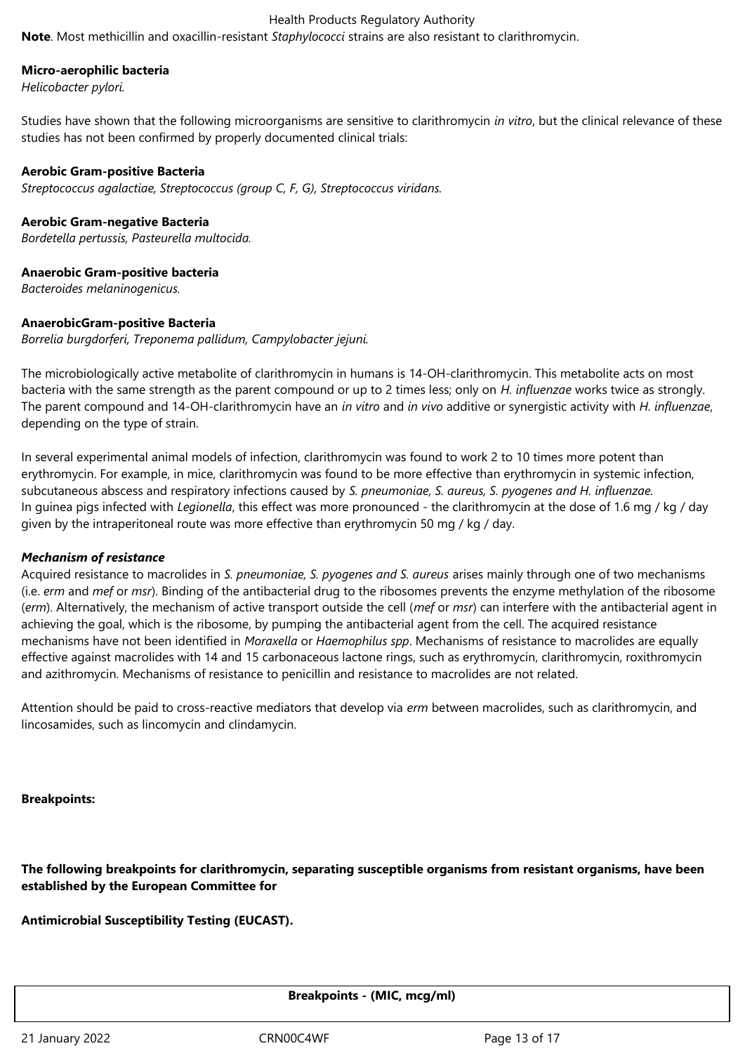**Note**. Most methicillin and oxacillin-resistant *Staphylococci* strains are also resistant to clarithromycin.

**Micro-aerophilic bacteria**
*Helicobacter pylori.*

Studies have shown that the following microorganisms are sensitive to clarithromycin *in vitro*, but the clinical relevance of these studies has not been confirmed by properly documented clinical trials:

**Aerobic Gram-positive Bacteria**
*Streptococcus agalactiae, Streptococcus (group C, F, G), Streptococcus viridans.*

**Aerobic Gram-negative Bacteria**
*Bordetella pertussis, Pasteurella multocida.*

**Anaerobic Gram-positive bacteria**
*Bacteroides melaninogenicus.*

**AnaerobicGram-positive Bacteria**
*Borrelia burgdorferi, Treponema pallidum, Campylobacter jejuni.*

The microbiologically active metabolite of clarithromycin in humans is 14-OH-clarithromycin. This metabolite acts on most bacteria with the same strength as the parent compound or up to 2 times less; only on *H. influenzae* works twice as strongly. The parent compound and 14-OH-clarithromycin have an *in vitro* and *in vivo* additive or synergistic activity with *H. influenzae*, depending on the type of strain.

In several experimental animal models of infection, clarithromycin was found to work 2 to 10 times more potent than erythromycin. For example, in mice, clarithromycin was found to be more effective than erythromycin in systemic infection, subcutaneous abscess and respiratory infections caused by *S. pneumoniae, S. aureus, S. pyogenes and H. influenzae*.
In guinea pigs infected with *Legionella*, this effect was more pronounced - the clarithromycin at the dose of 1.6 mg / kg / day given by the intraperitoneal route was more effective than erythromycin 50 mg / kg / day.

***Mechanism of resistance***
Acquired resistance to macrolides in *S. pneumoniae, S. pyogenes and S. aureus* arises mainly through one of two mechanisms (i.e. *erm* and *mef* or *msr*). Binding of the antibacterial drug to the ribosomes prevents the enzyme methylation of the ribosome (*erm*). Alternatively, the mechanism of active transport outside the cell (*mef* or *msr*) can interfere with the antibacterial agent in achieving the goal, which is the ribosome, by pumping the antibacterial agent from the cell. The acquired resistance mechanisms have not been identified in *Moraxella* or *Haemophilus spp*. Mechanisms of resistance to macrolides are equally effective against macrolides with 14 and 15 carbonaceous lactone rings, such as erythromycin, clarithromycin, roxithromycin and azithromycin. Mechanisms of resistance to penicillin and resistance to macrolides are not related.

Attention should be paid to cross-reactive mediators that develop via *erm* between macrolides, such as clarithromycin, and lincosamides, such as lincomycin and clindamycin.

**Breakpoints:**

**The following breakpoints for clarithromycin, separating susceptible organisms from resistant organisms, have been established by the European Committee for**

**Antimicrobial Susceptibility Testing (EUCAST).**

| **Breakpoints - (MIC, mcg/ml)** |
|---|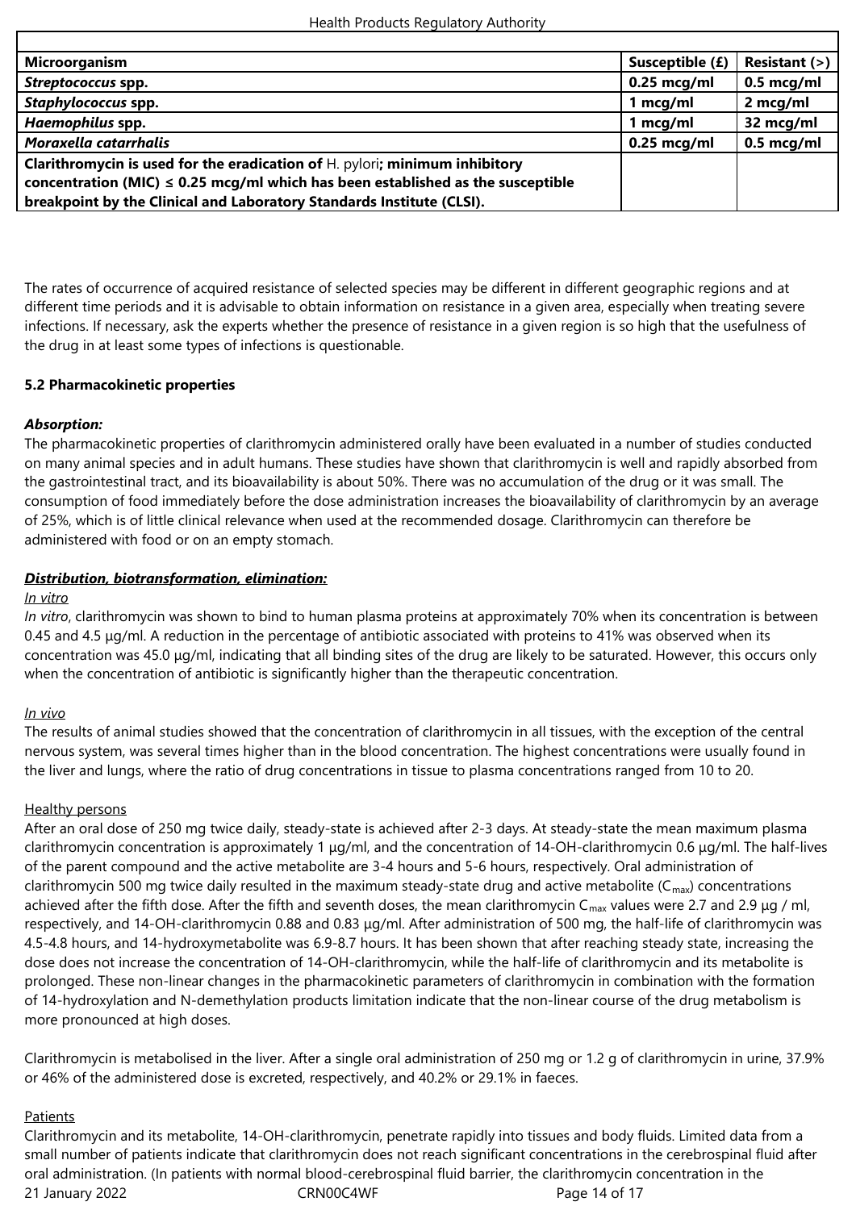| Microorganism | Susceptible (£) | Resistant (>) |
|---|---|---|
| ***Streptococcus* spp.** | **0.25 mcg/ml** | **0.5 mcg/ml** |
| ***Staphylococcus* spp.** | **1 mcg/ml** | **2 mcg/ml** |
| ***Haemophilus* spp.** | **1 mcg/ml** | **32 mcg/ml** |
| ***Moraxella catarrhalis*** | **0.25 mcg/ml** | **0.5 mcg/ml** |
| **Clarithromycin is used for the eradication of** H. pylori**; minimum inhibitory concentration (MIC) ≤ 0.25 mcg/ml which has been established as the susceptible breakpoint by the Clinical and Laboratory Standards Institute (CLSI).** | | |

The rates of occurrence of acquired resistance of selected species may be different in different geographic regions and at different time periods and it is advisable to obtain information on resistance in a given area, especially when treating severe infections. If necessary, ask the experts whether the presence of resistance in a given region is so high that the usefulness of the drug in at least some types of infections is questionable.

**5.2 Pharmacokinetic properties**

***Absorption:***

The pharmacokinetic properties of clarithromycin administered orally have been evaluated in a number of studies conducted on many animal species and in adult humans. These studies have shown that clarithromycin is well and rapidly absorbed from the gastrointestinal tract, and its bioavailability is about 50%. There was no accumulation of the drug or it was small. The consumption of food immediately before the dose administration increases the bioavailability of clarithromycin by an average of 25%, which is of little clinical relevance when used at the recommended dosage. Clarithromycin can therefore be administered with food or on an empty stomach.

***Distribution, biotransformation, elimination:***

In vitro

*In vitro*, clarithromycin was shown to bind to human plasma proteins at approximately 70% when its concentration is between 0.45 and 4.5 µg/ml. A reduction in the percentage of antibiotic associated with proteins to 41% was observed when its concentration was 45.0 µg/ml, indicating that all binding sites of the drug are likely to be saturated. However, this occurs only when the concentration of antibiotic is significantly higher than the therapeutic concentration.

In vivo

The results of animal studies showed that the concentration of clarithromycin in all tissues, with the exception of the central nervous system, was several times higher than in the blood concentration. The highest concentrations were usually found in the liver and lungs, where the ratio of drug concentrations in tissue to plasma concentrations ranged from 10 to 20.

Healthy persons

After an oral dose of 250 mg twice daily, steady-state is achieved after 2-3 days. At steady-state the mean maximum plasma clarithromycin concentration is approximately 1 µg/ml, and the concentration of 14-OH-clarithromycin 0.6 µg/ml. The half-lives of the parent compound and the active metabolite are 3-4 hours and 5-6 hours, respectively. Oral administration of clarithromycin 500 mg twice daily resulted in the maximum steady-state drug and active metabolite ($C_{max}$) concentrations achieved after the fifth dose. After the fifth and seventh doses, the mean clarithromycin $C_{max}$ values were 2.7 and 2.9 µg / ml, respectively, and 14-OH-clarithromycin 0.88 and 0.83 µg/ml. After administration of 500 mg, the half-life of clarithromycin was 4.5-4.8 hours, and 14-hydroxymetabolite was 6.9-8.7 hours. It has been shown that after reaching steady state, increasing the dose does not increase the concentration of 14-OH-clarithromycin, while the half-life of clarithromycin and its metabolite is prolonged. These non-linear changes in the pharmacokinetic parameters of clarithromycin in combination with the formation of 14-hydroxylation and N-demethylation products limitation indicate that the non-linear course of the drug metabolism is more pronounced at high doses.

Clarithromycin is metabolised in the liver. After a single oral administration of 250 mg or 1.2 g of clarithromycin in urine, 37.9% or 46% of the administered dose is excreted, respectively, and 40.2% or 29.1% in faeces.

Patients

Clarithromycin and its metabolite, 14-OH-clarithromycin, penetrate rapidly into tissues and body fluids. Limited data from a small number of patients indicate that clarithromycin does not reach significant concentrations in the cerebrospinal fluid after oral administration. (In patients with normal blood-cerebrospinal fluid barrier, the clarithromycin concentration in the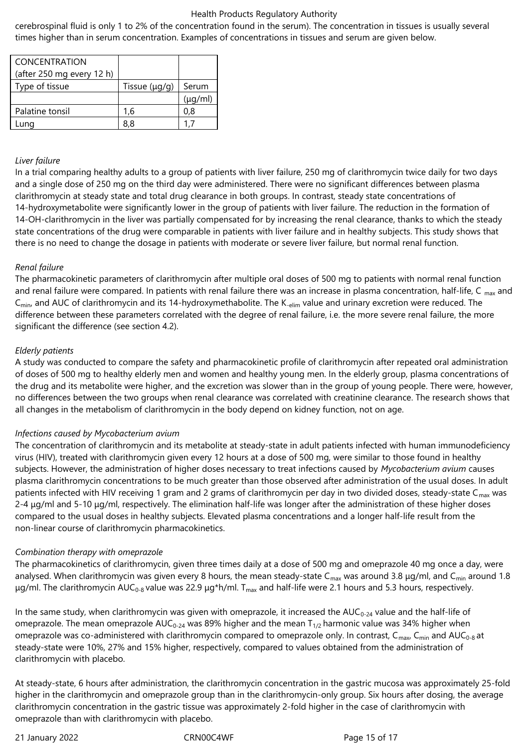cerebrospinal fluid is only 1 to 2% of the concentration found in the serum). The concentration in tissues is usually several times higher than in serum concentration. Examples of concentrations in tissues and serum are given below.

| CONCENTRATION (after 250 mg every 12 h) | | |
|---|---|---|
| Type of tissue | Tissue (µg/g) | Serum (µg/ml) |
| Palatine tonsil | 1,6 | 0,8 |
| Lung | 8,8 | 1,7 |

*Liver failure*

In a trial comparing healthy adults to a group of patients with liver failure, 250 mg of clarithromycin twice daily for two days and a single dose of 250 mg on the third day were administered. There were no significant differences between plasma clarithromycin at steady state and total drug clearance in both groups. In contrast, steady state concentrations of 14-hydroxymetabolite were significantly lower in the group of patients with liver failure. The reduction in the formation of 14-OH-clarithromycin in the liver was partially compensated for by increasing the renal clearance, thanks to which the steady state concentrations of the drug were comparable in patients with liver failure and in healthy subjects. This study shows that there is no need to change the dosage in patients with moderate or severe liver failure, but normal renal function.

*Renal failure*

The pharmacokinetic parameters of clarithromycin after multiple oral doses of 500 mg to patients with normal renal function and renal failure were compared. In patients with renal failure there was an increase in plasma concentration, half-life, $C_{max}$ and $C_{min}$, and AUC of clarithromycin and its 14-hydroxymethabolite. The $K_{-elim}$ value and urinary excretion were reduced. The difference between these parameters correlated with the degree of renal failure, i.e. the more severe renal failure, the more significant the difference (see section 4.2).

*Elderly patients*

A study was conducted to compare the safety and pharmacokinetic profile of clarithromycin after repeated oral administration of doses of 500 mg to healthy elderly men and women and healthy young men. In the elderly group, plasma concentrations of the drug and its metabolite were higher, and the excretion was slower than in the group of young people. There were, however, no differences between the two groups when renal clearance was correlated with creatinine clearance. The research shows that all changes in the metabolism of clarithromycin in the body depend on kidney function, not on age.

*Infections caused by Mycobacterium avium*

The concentration of clarithromycin and its metabolite at steady-state in adult patients infected with human immunodeficiency virus (HIV), treated with clarithromycin given every 12 hours at a dose of 500 mg, were similar to those found in healthy subjects. However, the administration of higher doses necessary to treat infections caused by *Mycobacterium avium* causes plasma clarithromycin concentrations to be much greater than those observed after administration of the usual doses. In adult patients infected with HIV receiving 1 gram and 2 grams of clarithromycin per day in two divided doses, steady-state $C_{max}$ was 2-4 µg/ml and 5-10 µg/ml, respectively. The elimination half-life was longer after the administration of these higher doses compared to the usual doses in healthy subjects. Elevated plasma concentrations and a longer half-life result from the non-linear course of clarithromycin pharmacokinetics.

*Combination therapy with omeprazole*

The pharmacokinetics of clarithromycin, given three times daily at a dose of 500 mg and omeprazole 40 mg once a day, were analysed. When clarithromycin was given every 8 hours, the mean steady-state $C_{max}$ was around 3.8 µg/ml, and $C_{min}$ around 1.8 µg/ml. The clarithromycin $AUC_{0-8}$ value was 22.9 µg*h/ml. $T_{max}$ and half-life were 2.1 hours and 5.3 hours, respectively.

In the same study, when clarithromycin was given with omeprazole, it increased the $AUC_{0-24}$ value and the half-life of omeprazole. The mean omeprazole $AUC_{0-24}$ was 89% higher and the mean $T_{1/2}$ harmonic value was 34% higher when omeprazole was co-administered with clarithromycin compared to omeprazole only. In contrast, $C_{max}$, $C_{min}$ and $AUC_{0-8}$ at steady-state were 10%, 27% and 15% higher, respectively, compared to values obtained from the administration of clarithromycin with placebo.

At steady-state, 6 hours after administration, the clarithromycin concentration in the gastric mucosa was approximately 25-fold higher in the clarithromycin and omeprazole group than in the clarithromycin-only group. Six hours after dosing, the average clarithromycin concentration in the gastric tissue was approximately 2-fold higher in the case of clarithromycin with omeprazole than with clarithromycin with placebo.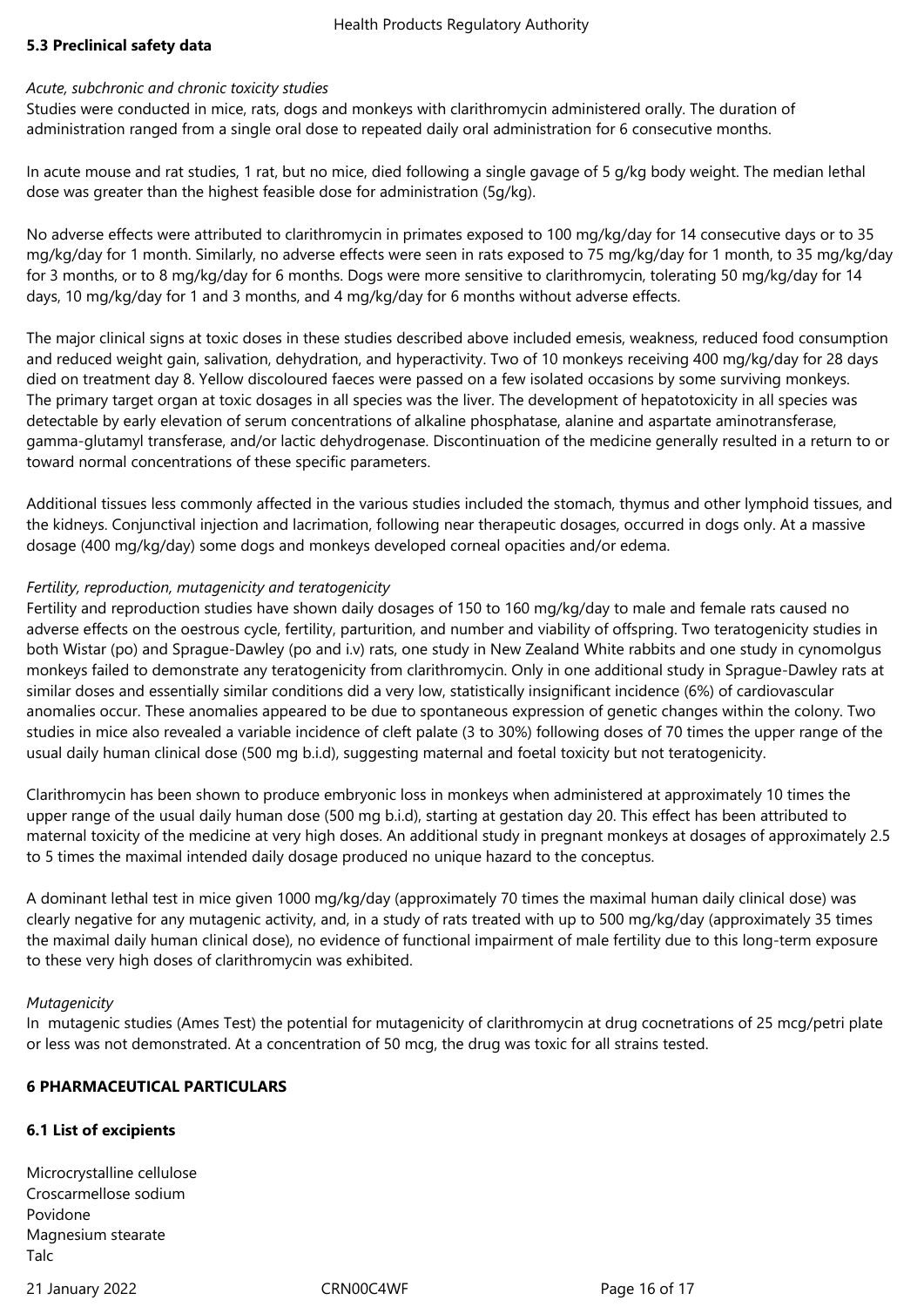### 5.3 Preclinical safety data

*Acute, subchronic and chronic toxicity studies*

Studies were conducted in mice, rats, dogs and monkeys with clarithromycin administered orally. The duration of administration ranged from a single oral dose to repeated daily oral administration for 6 consecutive months.

In acute mouse and rat studies, 1 rat, but no mice, died following a single gavage of 5 g/kg body weight. The median lethal dose was greater than the highest feasible dose for administration (5g/kg).

No adverse effects were attributed to clarithromycin in primates exposed to 100 mg/kg/day for 14 consecutive days or to 35 mg/kg/day for 1 month. Similarly, no adverse effects were seen in rats exposed to 75 mg/kg/day for 1 month, to 35 mg/kg/day for 3 months, or to 8 mg/kg/day for 6 months. Dogs were more sensitive to clarithromycin, tolerating 50 mg/kg/day for 14 days, 10 mg/kg/day for 1 and 3 months, and 4 mg/kg/day for 6 months without adverse effects.

The major clinical signs at toxic doses in these studies described above included emesis, weakness, reduced food consumption and reduced weight gain, salivation, dehydration, and hyperactivity. Two of 10 monkeys receiving 400 mg/kg/day for 28 days died on treatment day 8. Yellow discoloured faeces were passed on a few isolated occasions by some surviving monkeys. The primary target organ at toxic dosages in all species was the liver. The development of hepatotoxicity in all species was detectable by early elevation of serum concentrations of alkaline phosphatase, alanine and aspartate aminotransferase, gamma-glutamyl transferase, and/or lactic dehydrogenase. Discontinuation of the medicine generally resulted in a return to or toward normal concentrations of these specific parameters.

Additional tissues less commonly affected in the various studies included the stomach, thymus and other lymphoid tissues, and the kidneys. Conjunctival injection and lacrimation, following near therapeutic dosages, occurred in dogs only. At a massive dosage (400 mg/kg/day) some dogs and monkeys developed corneal opacities and/or edema.

*Fertility, reproduction, mutagenicity and teratogenicity*

Fertility and reproduction studies have shown daily dosages of 150 to 160 mg/kg/day to male and female rats caused no adverse effects on the oestrous cycle, fertility, parturition, and number and viability of offspring. Two teratogenicity studies in both Wistar (po) and Sprague-Dawley (po and i.v) rats, one study in New Zealand White rabbits and one study in cynomolgus monkeys failed to demonstrate any teratogenicity from clarithromycin. Only in one additional study in Sprague-Dawley rats at similar doses and essentially similar conditions did a very low, statistically insignificant incidence (6%) of cardiovascular anomalies occur. These anomalies appeared to be due to spontaneous expression of genetic changes within the colony. Two studies in mice also revealed a variable incidence of cleft palate (3 to 30%) following doses of 70 times the upper range of the usual daily human clinical dose (500 mg b.i.d), suggesting maternal and foetal toxicity but not teratogenicity.

Clarithromycin has been shown to produce embryonic loss in monkeys when administered at approximately 10 times the upper range of the usual daily human dose (500 mg b.i.d), starting at gestation day 20. This effect has been attributed to maternal toxicity of the medicine at very high doses. An additional study in pregnant monkeys at dosages of approximately 2.5 to 5 times the maximal intended daily dosage produced no unique hazard to the conceptus.

A dominant lethal test in mice given 1000 mg/kg/day (approximately 70 times the maximal human daily clinical dose) was clearly negative for any mutagenic activity, and, in a study of rats treated with up to 500 mg/kg/day (approximately 35 times the maximal daily human clinical dose), no evidence of functional impairment of male fertility due to this long-term exposure to these very high doses of clarithromycin was exhibited.

*Mutagenicity*

In mutagenic studies (Ames Test) the potential for mutagenicity of clarithromycin at drug cocnetrations of 25 mcg/petri plate or less was not demonstrated. At a concentration of 50 mcg, the drug was toxic for all strains tested.

## 6 PHARMACEUTICAL PARTICULARS

### 6.1 List of excipients

Microcrystalline cellulose
Croscarmellose sodium
Povidone
Magnesium stearate
Talc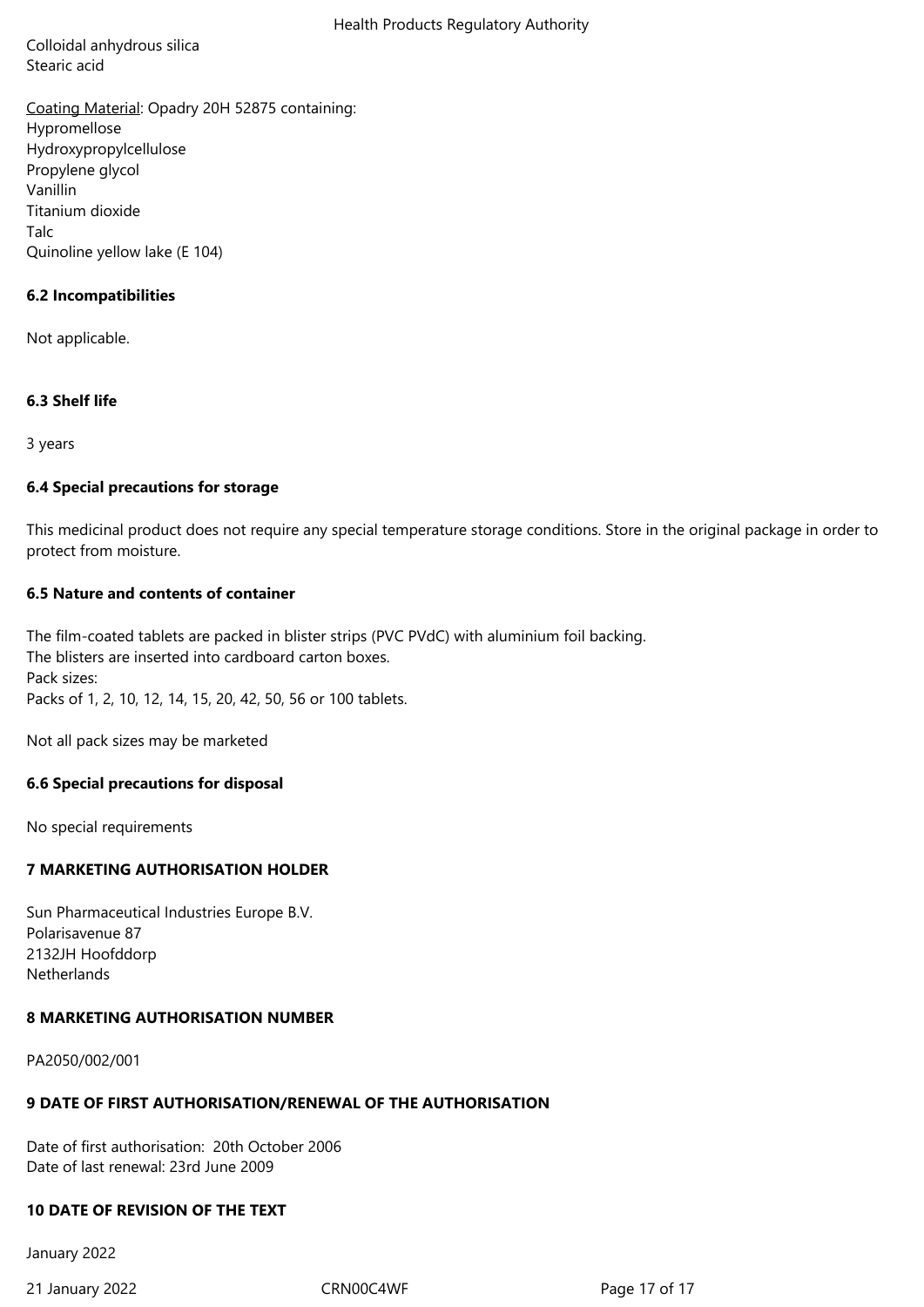Colloidal anhydrous silica
Stearic acid

Coating Material: Opadry 20H 52875 containing:
Hypromellose
Hydroxypropylcellulose
Propylene glycol
Vanillin
Titanium dioxide
Talc
Quinoline yellow lake (E 104)

**6.2 Incompatibilities**

Not applicable.

**6.3 Shelf life**

3 years

**6.4 Special precautions for storage**

This medicinal product does not require any special temperature storage conditions. Store in the original package in order to protect from moisture.

**6.5 Nature and contents of container**

The film-coated tablets are packed in blister strips (PVC PVdC) with aluminium foil backing.
The blisters are inserted into cardboard carton boxes.
Pack sizes:
Packs of 1, 2, 10, 12, 14, 15, 20, 42, 50, 56 or 100 tablets.

Not all pack sizes may be marketed

**6.6 Special precautions for disposal**

No special requirements

**7 MARKETING AUTHORISATION HOLDER**

Sun Pharmaceutical Industries Europe B.V.
Polarisavenue 87
2132JH Hoofddorp
Netherlands

**8 MARKETING AUTHORISATION NUMBER**

PA2050/002/001

**9 DATE OF FIRST AUTHORISATION/RENEWAL OF THE AUTHORISATION**

Date of first authorisation: 20th October 2006
Date of last renewal: 23rd June 2009

**10 DATE OF REVISION OF THE TEXT**

January 2022